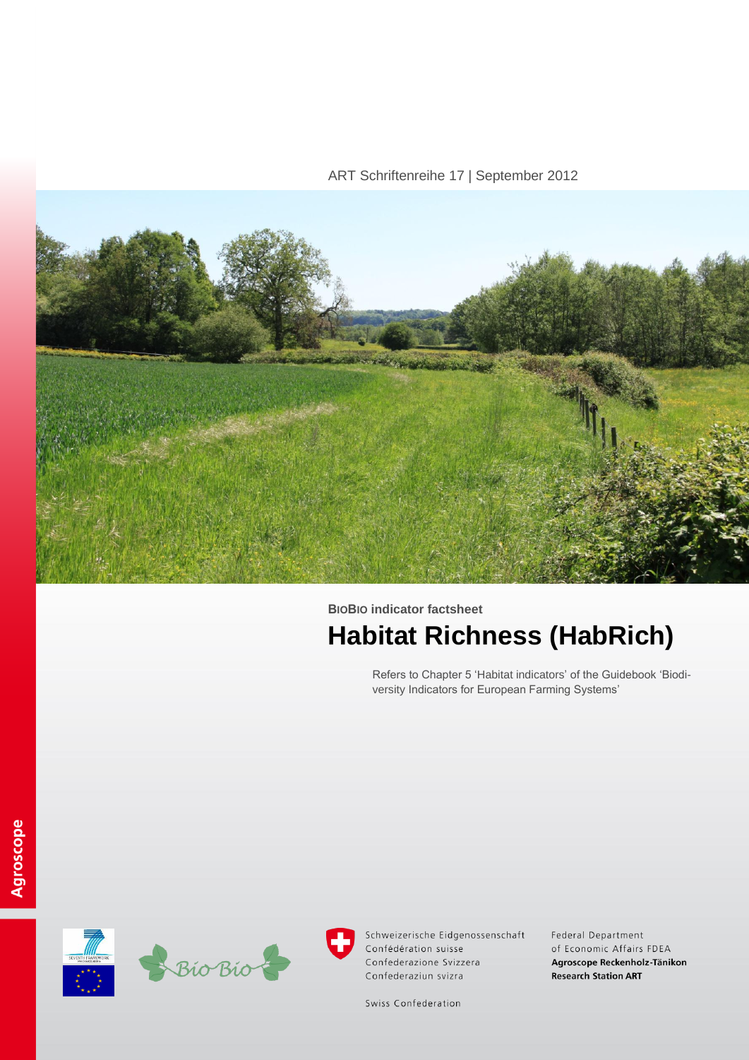ART Schriftenreihe 17 | September 2012

**BIOBIO indicator factsheet**

# Habitat Richness (HabRich)

Refers to Chapter 5 'Habitat indicators' of the Guidebook 'Biodiversity Indicators for European Farming Systems'

Agroscope

Schweizerische Eidgenossenschaft
Confédération suisse
Confederazione Svizzera
Confederaziun svizra

Swiss Confederation

Federal Department of Economic Affairs FDEA
**Agroscope Reckenholz-Tänikon Research Station ART**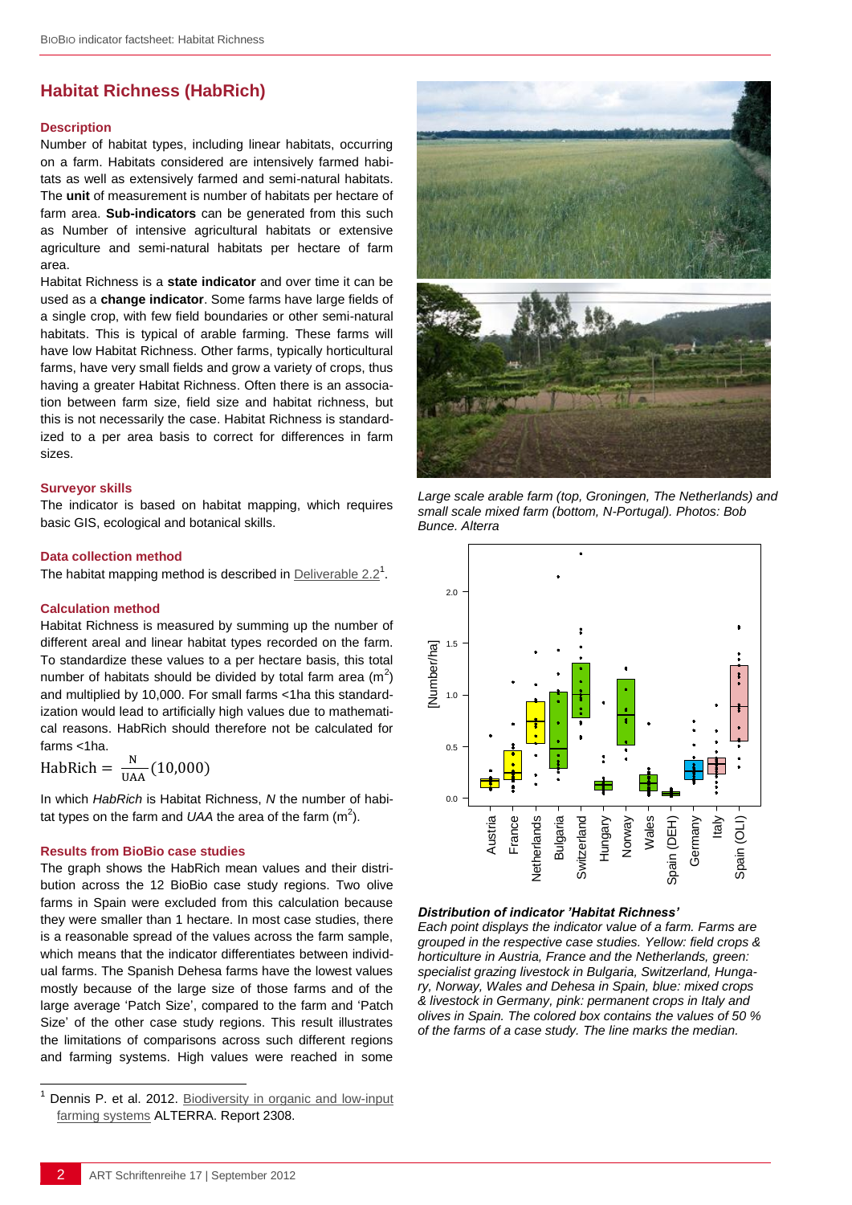## Habitat Richness (HabRich)

### Description

Number of habitat types, including linear habitats, occurring on a farm. Habitats considered are intensively farmed habitats as well as extensively farmed and semi-natural habitats. The **unit** of measurement is number of habitats per hectare of farm area. **Sub-indicators** can be generated from this such as Number of intensive agricultural habitats or extensive agriculture and semi-natural habitats per hectare of farm area.

Habitat Richness is a **state indicator** and over time it can be used as a **change indicator**. Some farms have large fields of a single crop, with few field boundaries or other semi-natural habitats. This is typical of arable farming. These farms will have low Habitat Richness. Other farms, typically horticultural farms, have very small fields and grow a variety of crops, thus having a greater Habitat Richness. Often there is an association between farm size, field size and habitat richness, but this is not necessarily the case. Habitat Richness is standardized to a per area basis to correct for differences in farm sizes.

### Surveyor skills

The indicator is based on habitat mapping, which requires basic GIS, ecological and botanical skills.

### Data collection method

The habitat mapping method is described in Deliverable 2.2[1].

### Calculation method

Habitat Richness is measured by summing up the number of different areal and linear habitat types recorded on the farm. To standardize these values to a per hectare basis, this total number of habitats should be divided by total farm area ($m^2$) and multiplied by 10,000. For small farms <1ha this standardization would lead to artificially high values due to mathematical reasons. HabRich should therefore not be calculated for farms <1ha.

$$\text{HabRich} = \frac{\text{N}}{\text{UAA}}(10{,}000)$$

In which *HabRich* is Habitat Richness, *N* the number of habitat types on the farm and *UAA* the area of the farm ($m^2$).

### Results from BioBio case studies

The graph shows the HabRich mean values and their distribution across the 12 BioBio case study regions. Two olive farms in Spain were excluded from this calculation because they were smaller than 1 hectare. In most case studies, there is a reasonable spread of the values across the farm sample, which means that the indicator differentiates between individual farms. The Spanish Dehesa farms have the lowest values mostly because of the large size of those farms and of the large average 'Patch Size', compared to the farm and 'Patch Size' of the other case study regions. This result illustrates the limitations of comparisons across such different regions and farming systems. High values were reached in some

*Large scale arable farm (top, Groningen, The Netherlands) and small scale mixed farm (bottom, N-Portugal). Photos: Bob Bunce. Alterra*

***Distribution of indicator 'Habitat Richness'***

*Each point displays the indicator value of a farm. Farms are grouped in the respective case studies. Yellow: field crops & horticulture in Austria, France and the Netherlands, green: specialist grazing livestock in Bulgaria, Switzerland, Hungary, Norway, Wales and Dehesa in Spain, blue: mixed crops & livestock in Germany, pink: permanent crops in Italy and olives in Spain. The colored box contains the values of 50 % of the farms of a case study. The line marks the median.*

---

[1] Dennis P. et al. 2012. Biodiversity in organic and low-input farming systems ALTERRA. Report 2308.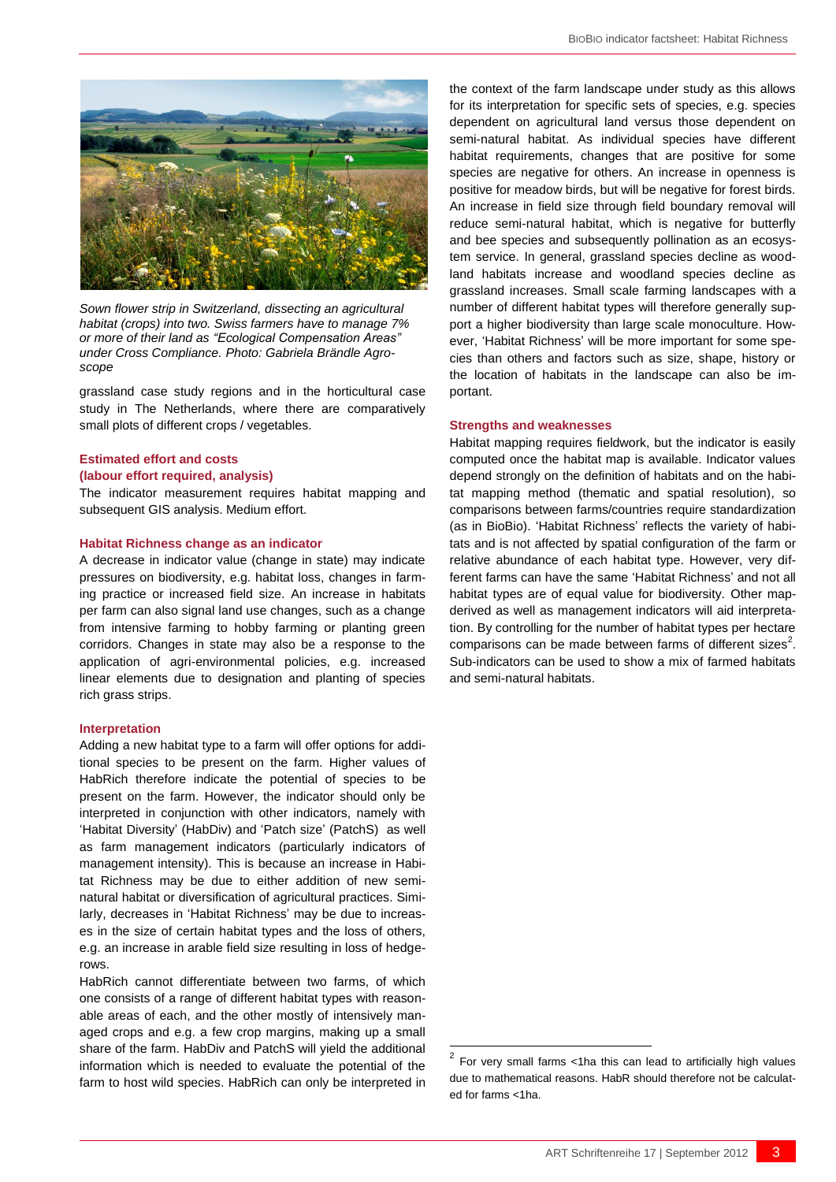*Sown flower strip in Switzerland, dissecting an agricultural habitat (crops) into two. Swiss farmers have to manage 7% or more of their land as "Ecological Compensation Areas" under Cross Compliance. Photo: Gabriela Brändle Agroscope*

grassland case study regions and in the horticultural case study in The Netherlands, where there are comparatively small plots of different crops / vegetables.

### Estimated effort and costs (labour effort required, analysis)

The indicator measurement requires habitat mapping and subsequent GIS analysis. Medium effort.

### Habitat Richness change as an indicator

A decrease in indicator value (change in state) may indicate pressures on biodiversity, e.g. habitat loss, changes in farming practice or increased field size. An increase in habitats per farm can also signal land use changes, such as a change from intensive farming to hobby farming or planting green corridors. Changes in state may also be a response to the application of agri-environmental policies, e.g. increased linear elements due to designation and planting of species rich grass strips.

### Interpretation

Adding a new habitat type to a farm will offer options for additional species to be present on the farm. Higher values of HabRich therefore indicate the potential of species to be present on the farm. However, the indicator should only be interpreted in conjunction with other indicators, namely with 'Habitat Diversity' (HabDiv) and 'Patch size' (PatchS) as well as farm management indicators (particularly indicators of management intensity). This is because an increase in Habitat Richness may be due to either addition of new semi-natural habitat or diversification of agricultural practices. Similarly, decreases in 'Habitat Richness' may be due to increases in the size of certain habitat types and the loss of others, e.g. an increase in arable field size resulting in loss of hedgerows.

HabRich cannot differentiate between two farms, of which one consists of a range of different habitat types with reasonable areas of each, and the other mostly of intensively managed crops and e.g. a few crop margins, making up a small share of the farm. HabDiv and PatchS will yield the additional information which is needed to evaluate the potential of the farm to host wild species. HabRich can only be interpreted in the context of the farm landscape under study as this allows for its interpretation for specific sets of species, e.g. species dependent on agricultural land versus those dependent on semi-natural habitat. As individual species have different habitat requirements, changes that are positive for some species are negative for others. An increase in openness is positive for meadow birds, but will be negative for forest birds. An increase in field size through field boundary removal will reduce semi-natural habitat, which is negative for butterfly and bee species and subsequently pollination as an ecosystem service. In general, grassland species decline as woodland habitats increase and woodland species decline as grassland increases. Small scale farming landscapes with a number of different habitat types will therefore generally support a higher biodiversity than large scale monoculture. However, 'Habitat Richness' will be more important for some species than others and factors such as size, shape, history or the location of habitats in the landscape can also be important.

### Strengths and weaknesses

Habitat mapping requires fieldwork, but the indicator is easily computed once the habitat map is available. Indicator values depend strongly on the definition of habitats and on the habitat mapping method (thematic and spatial resolution), so comparisons between farms/countries require standardization (as in BioBio). 'Habitat Richness' reflects the variety of habitats and is not affected by spatial configuration of the farm or relative abundance of each habitat type. However, very different farms can have the same 'Habitat Richness' and not all habitat types are of equal value for biodiversity. Other map-derived as well as management indicators will aid interpretation. By controlling for the number of habitat types per hectare comparisons can be made between farms of different sizes[2]. Sub-indicators can be used to show a mix of farmed habitats and semi-natural habitats.

---

[2] For very small farms <1ha this can lead to artificially high values due to mathematical reasons. HabR should therefore not be calculated for farms <1ha.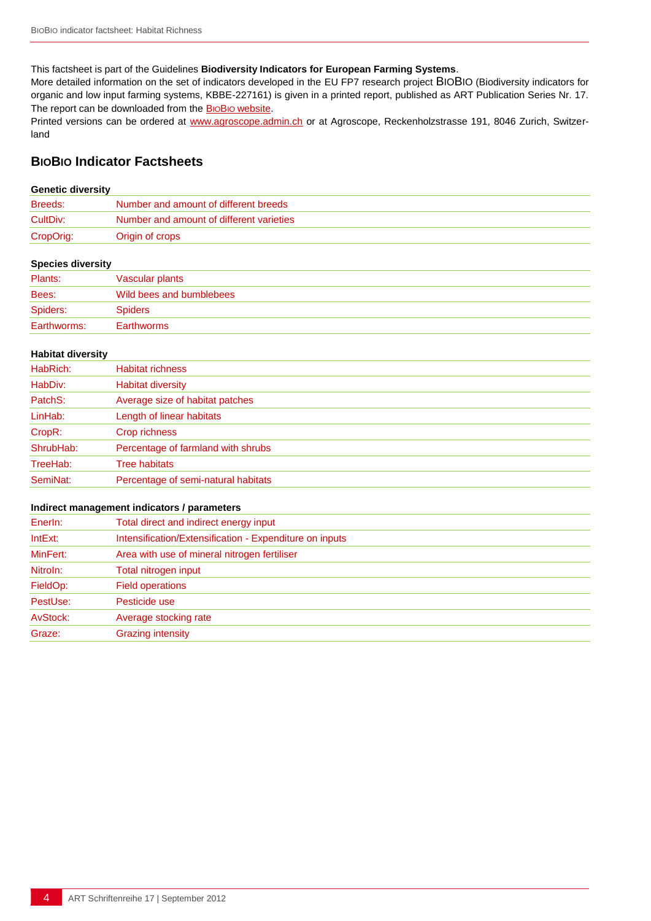This factsheet is part of the Guidelines **Biodiversity Indicators for European Farming Systems**.
More detailed information on the set of indicators developed in the EU FP7 research project BIOBIO (Biodiversity indicators for organic and low input farming systems, KBBE-227161) is given in a printed report, published as ART Publication Series Nr. 17. The report can be downloaded from the BIOBIO website.
Printed versions can be ordered at www.agroscope.admin.ch or at Agroscope, Reckenholzstrasse 191, 8046 Zurich, Switzerland

## BIOBIO Indicator Factsheets

**Genetic diversity**

| | |
|---|---|
| Breeds: | Number and amount of different breeds |
| CultDiv: | Number and amount of different varieties |
| CropOrig: | Origin of crops |

**Species diversity**

| | |
|---|---|
| Plants: | Vascular plants |
| Bees: | Wild bees and bumblebees |
| Spiders: | Spiders |
| Earthworms: | Earthworms |

**Habitat diversity**

| | |
|---|---|
| HabRich: | Habitat richness |
| HabDiv: | Habitat diversity |
| PatchS: | Average size of habitat patches |
| LinHab: | Length of linear habitats |
| CropR: | Crop richness |
| ShrubHab: | Percentage of farmland with shrubs |
| TreeHab: | Tree habitats |
| SemiNat: | Percentage of semi-natural habitats |

**Indirect management indicators / parameters**

| | |
|---|---|
| EnerIn: | Total direct and indirect energy input |
| IntExt: | Intensification/Extensification - Expenditure on inputs |
| MinFert: | Area with use of mineral nitrogen fertiliser |
| NitroIn: | Total nitrogen input |
| FieldOp: | Field operations |
| PestUse: | Pesticide use |
| AvStock: | Average stocking rate |
| Graze: | Grazing intensity |